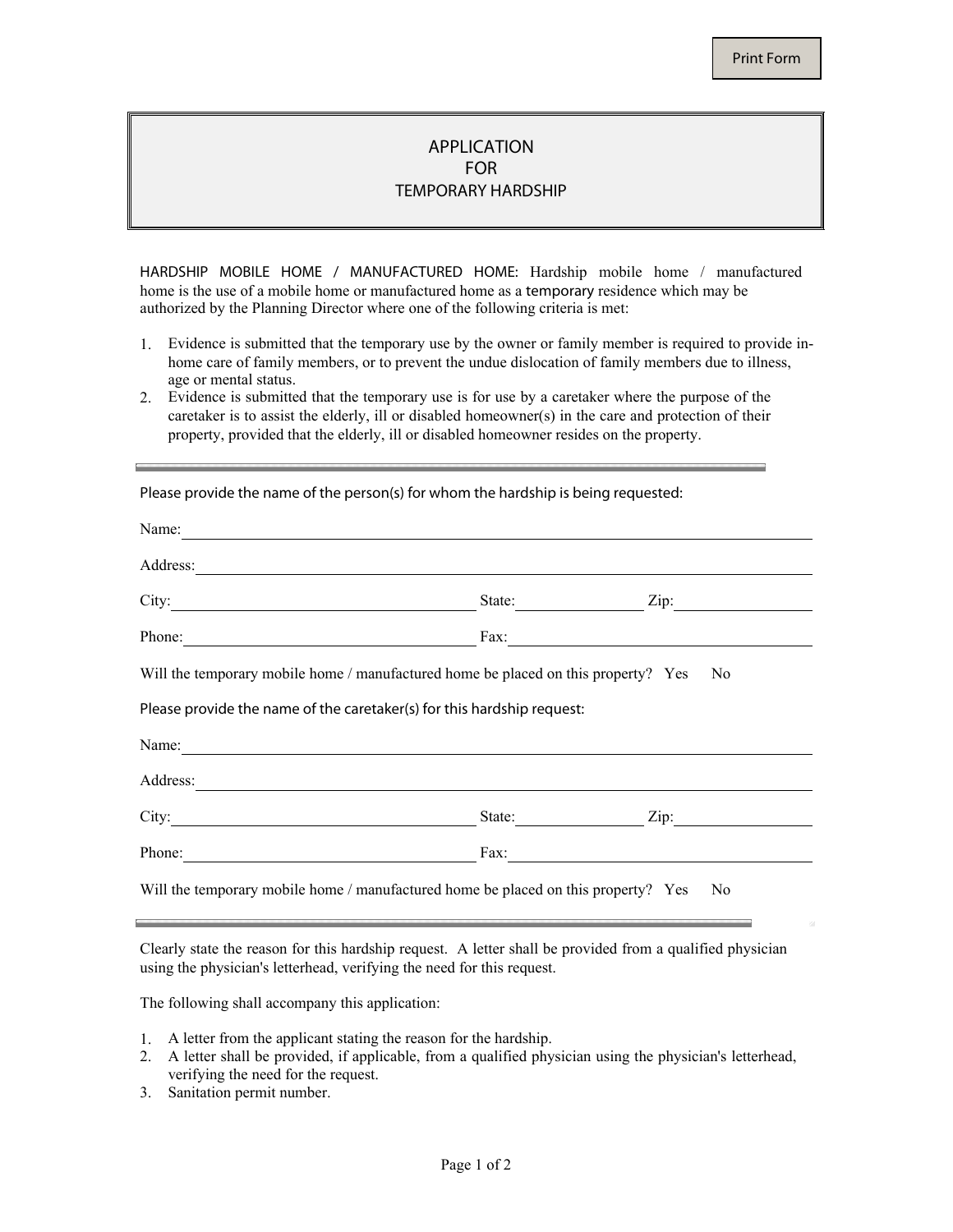# APPLICATION FOR TEMPORARY HARDSHIP

HARDSHIP MOBILE HOME / MANUFACTURED HOME: Hardship mobile home / manufactured home is the use of a mobile home or manufactured home as a temporary residence which may be authorized by the Planning Director where one of the following criteria is met:

1. Evidence is submitted that the temporary use by the owner or family member is required to provide in-home care of family members, or to prevent the undue dislocation of family members due to illness, age or mental status.
2. Evidence is submitted that the temporary use is for use by a caretaker where the purpose of the caretaker is to assist the elderly, ill or disabled homeowner(s) in the care and protection of their property, provided that the elderly, ill or disabled homeowner resides on the property.

---

Please provide the name of the person(s) for whom the hardship is being requested:

Name: ______________________________

Address: ______________________________

City: ____________________ State: __________ Zip: __________

Phone: ____________________ Fax: ____________________

Will the temporary mobile home / manufactured home be placed on this property? Yes No

Please provide the name of the caretaker(s) for this hardship request:

Name: ______________________________

Address: ______________________________

City: ____________________ State: __________ Zip: __________

Phone: ____________________ Fax: ____________________

Will the temporary mobile home / manufactured home be placed on this property? Yes No

---

Clearly state the reason for this hardship request. A letter shall be provided from a qualified physician using the physician's letterhead, verifying the need for this request.

The following shall accompany this application:

1. A letter from the applicant stating the reason for the hardship.
2. A letter shall be provided, if applicable, from a qualified physician using the physician's letterhead, verifying the need for the request.
3. Sanitation permit number.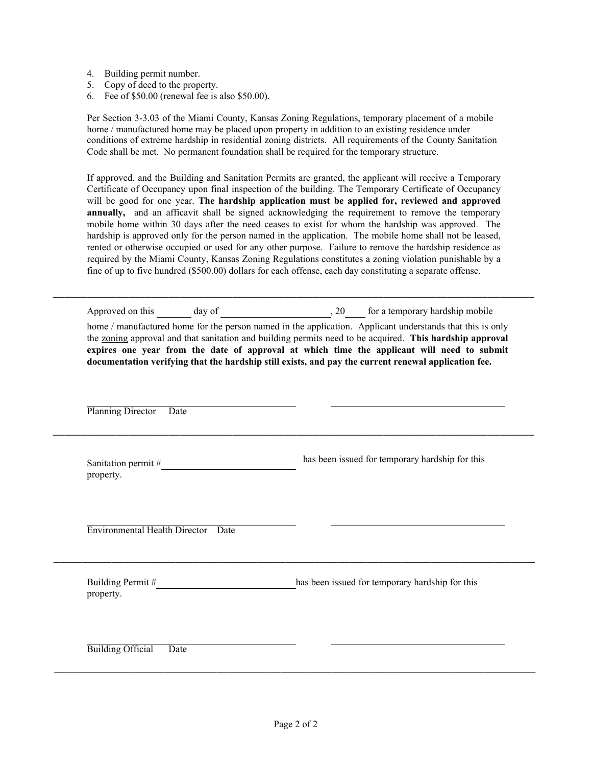4. Building permit number.
5. Copy of deed to the property.
6. Fee of $50.00 (renewal fee is also $50.00).

Per Section 3-3.03 of the Miami County, Kansas Zoning Regulations, temporary placement of a mobile home / manufactured home may be placed upon property in addition to an existing residence under conditions of extreme hardship in residential zoning districts. All requirements of the County Sanitation Code shall be met. No permanent foundation shall be required for the temporary structure.

If approved, and the Building and Sanitation Permits are granted, the applicant will receive a Temporary Certificate of Occupancy upon final inspection of the building. The Temporary Certificate of Occupancy will be good for one year. **The hardship application must be applied for, reviewed and approved annually,** and an afficavit shall be signed acknowledging the requirement to remove the temporary mobile home within 30 days after the need ceases to exist for whom the hardship was approved. The hardship is approved only for the person named in the application. The mobile home shall not be leased, rented or otherwise occupied or used for any other purpose. Failure to remove the hardship residence as required by the Miami County, Kansas Zoning Regulations constitutes a zoning violation punishable by a fine of up to five hundred ($500.00) dollars for each offense, each day constituting a separate offense.

---

Approved on this ______ day of ____________________, 20____ for a temporary hardship mobile home / manufactured home for the person named in the application. Applicant understands that this is only the zoning approval and that sanitation and building permits need to be acquired. **This hardship approval expires one year from the date of approval at which time the applicant will need to submit documentation verifying that the hardship still exists, and pay the current renewal application fee.**

______________________________ ______________________________
Planning Director Date

---

Sanitation permit # ________________________ has been issued for temporary hardship for this property.

______________________________ ______________________________
Environmental Health Director Date

---

Building Permit # ________________________ has been issued for temporary hardship for this property.

______________________________ ______________________________
Building Official Date

---